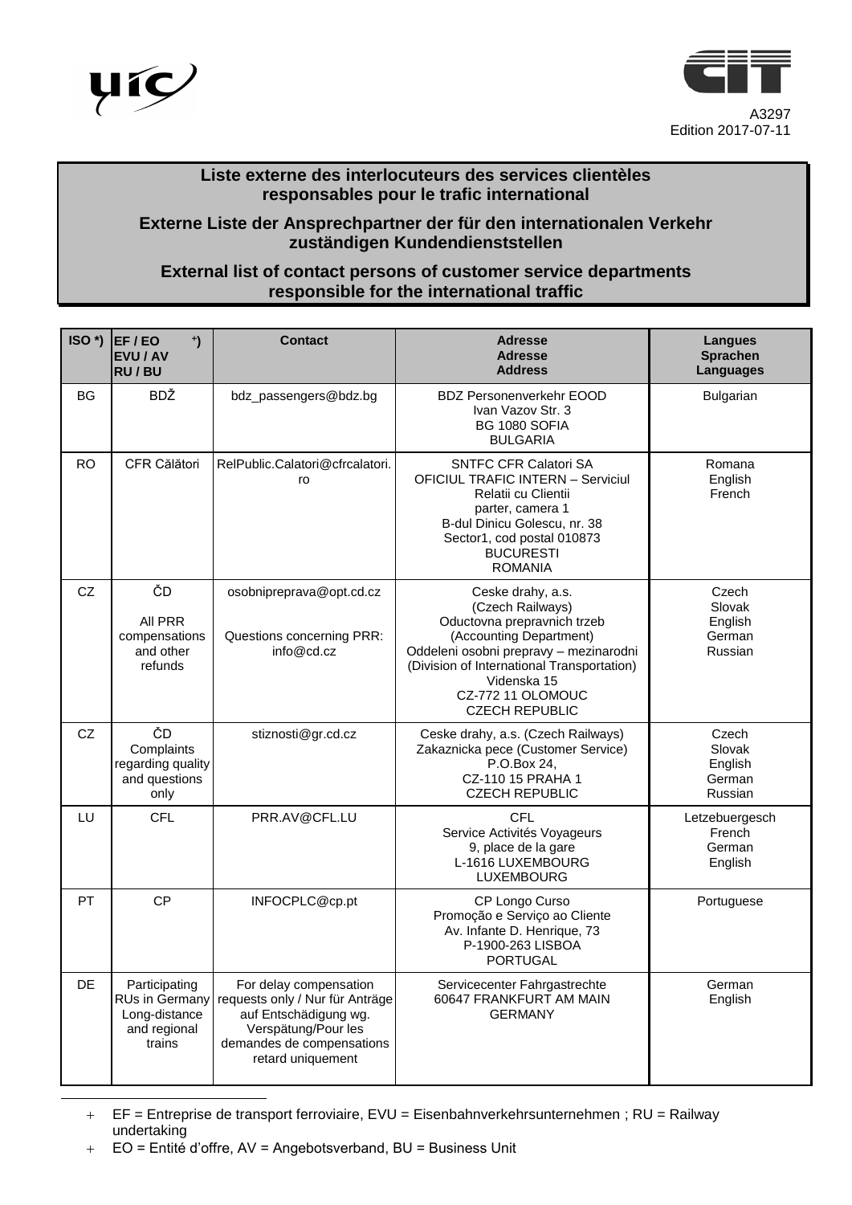A3297
Edition 2017-07-11

## Liste externe des interlocuteurs des services clientèles responsables pour le trafic international

## Externe Liste der Ansprechpartner der für den internationalen Verkehr zuständigen Kundendienststellen

## External list of contact persons of customer service departments responsible for the international traffic

| ISO *) | EF / EO *) EVU / AV RU / BU | Contact | Adresse Adresse Address | Langues Sprachen Languages |
|---|---|---|---|---|
| BG | BDŽ | bdz_passengers@bdz.bg | BDZ Personenverkehr EOOD<br>Ivan Vazov Str. 3<br>BG 1080 SOFIA<br>BULGARIA | Bulgarian |
| RO | CFR Călători | RelPublic.Calatori@cfrcalatori.ro | SNTFC CFR Calatori SA<br>OFICIUL TRAFIC INTERN – Serviciul Relatii cu Clientii<br>parter, camera 1<br>B-dul Dinicu Golescu, nr. 38<br>Sector1, cod postal 010873<br>BUCURESTI<br>ROMANIA | Romana<br>English<br>French |
| CZ | ČD<br><br>All PRR compensations and other refunds | osobnipreprava@opt.cd.cz<br><br>Questions concerning PRR: info@cd.cz | Ceske drahy, a.s.<br>(Czech Railways)<br>Oductovna prepravnich trzeb<br>(Accounting Department)<br>Oddeleni osobni prepravy – mezinarodni<br>(Division of International Transportation)<br>Videnska 15<br>CZ-772 11 OLOMOUC<br>CZECH REPUBLIC | Czech<br>Slovak<br>English<br>German<br>Russian |
| CZ | ČD<br>Complaints regarding quality and questions only | stiznosti@gr.cd.cz | Ceske drahy, a.s. (Czech Railways)<br>Zakaznicka pece (Customer Service)<br>P.O.Box 24,<br>CZ-110 15 PRAHA 1<br>CZECH REPUBLIC | Czech<br>Slovak<br>English<br>German<br>Russian |
| LU | CFL | PRR.AV@CFL.LU | CFL<br>Service Activités Voyageurs<br>9, place de la gare<br>L-1616 LUXEMBOURG<br>LUXEMBOURG | Letzebuergesch<br>French<br>German<br>English |
| PT | CP | INFOCPLC@cp.pt | CP Longo Curso<br>Promoção e Serviço ao Cliente<br>Av. Infante D. Henrique, 73<br>P-1900-263 LISBOA<br>PORTUGAL | Portuguese |
| DE | Participating RUs in Germany Long-distance and regional trains | For delay compensation requests only / Nur für Anträge auf Entschädigung wg. Verspätung/Pour les demandes de compensations retard uniquement | Servicecenter Fahrgastrechte<br>60647 FRANKFURT AM MAIN<br>GERMANY | German<br>English |

*) EF = Entreprise de transport ferroviaire, EVU = Eisenbahnverkehrsunternehmen ; RU = Railway undertaking

*) EO = Entité d'offre, AV = Angebotsverband, BU = Business Unit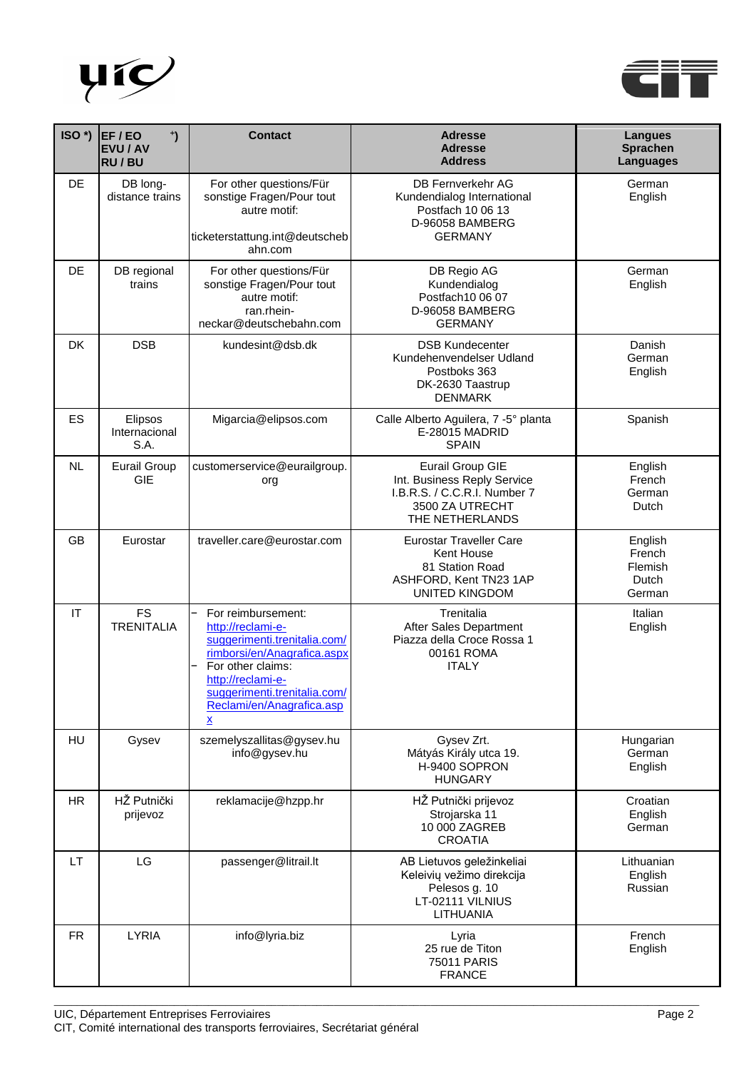| ISO *) | EF / EO *) EVU / AV RU / BU | Contact | Adresse Adresse Address | Langues Sprachen Languages |
|---|---|---|---|---|
| DE | DB long-distance trains | For other questions/Für sonstige Fragen/Pour tout autre motif:<br><br>ticketerstattung.int@deutschebahn.com | DB Fernverkehr AG<br>Kundendialog International<br>Postfach 10 06 13<br>D-96058 BAMBERG<br>GERMANY | German<br>English |
| DE | DB regional trains | For other questions/Für sonstige Fragen/Pour tout autre motif:<br>ran.rhein-neckar@deutschebahn.com | DB Regio AG<br>Kundendialog<br>Postfach10 06 07<br>D-96058 BAMBERG<br>GERMANY | German<br>English |
| DK | DSB | kundesint@dsb.dk | DSB Kundecenter<br>Kundehenvendelser Udland<br>Postboks 363<br>DK-2630 Taastrup<br>DENMARK | Danish<br>German<br>English |
| ES | Elipsos Internacional S.A. | Migarcia@elipsos.com | Calle Alberto Aguilera, 7 -5° planta<br>E-28015 MADRID<br>SPAIN | Spanish |
| NL | Eurail Group GIE | customerservice@eurailgroup.org | Eurail Group GIE<br>Int. Business Reply Service<br>I.B.R.S. / C.C.R.I. Number 7<br>3500 ZA UTRECHT<br>THE NETHERLANDS | English<br>French<br>German<br>Dutch |
| GB | Eurostar | traveller.care@eurostar.com | Eurostar Traveller Care<br>Kent House<br>81 Station Road<br>ASHFORD, Kent TN23 1AP<br>UNITED KINGDOM | English<br>French<br>Flemish<br>Dutch<br>German |
| IT | FS TRENITALIA | − For reimbursement: http://reclami-e-suggerimenti.trenitalia.com/rimborsi/en/Anagrafica.aspx<br>− For other claims: http://reclami-e-suggerimenti.trenitalia.com/Reclami/en/Anagrafica.aspx | Trenitalia<br>After Sales Department<br>Piazza della Croce Rossa 1<br>00161 ROMA<br>ITALY | Italian<br>English |
| HU | Gysev | szemelyszallitas@gysev.hu<br>info@gysev.hu | Gysev Zrt.<br>Mátyás Király utca 19.<br>H-9400 SOPRON<br>HUNGARY | Hungarian<br>German<br>English |
| HR | HŽ Putnički prijevoz | reklamacije@hzpp.hr | HŽ Putnički prijevoz<br>Strojarska 11<br>10 000 ZAGREB<br>CROATIA | Croatian<br>English<br>German |
| LT | LG | passenger@litrail.lt | AB Lietuvos geležinkeliai<br>Keleivių vežimo direkcija<br>Pelesos g. 10<br>LT-02111 VILNIUS<br>LITHUANIA | Lithuanian<br>English<br>Russian |
| FR | LYRIA | info@lyria.biz | Lyria<br>25 rue de Titon<br>75011 PARIS<br>FRANCE | French<br>English |

UIC, Département Entreprises Ferroviaires
CIT, Comité international des transports ferroviaires, Secrétariat général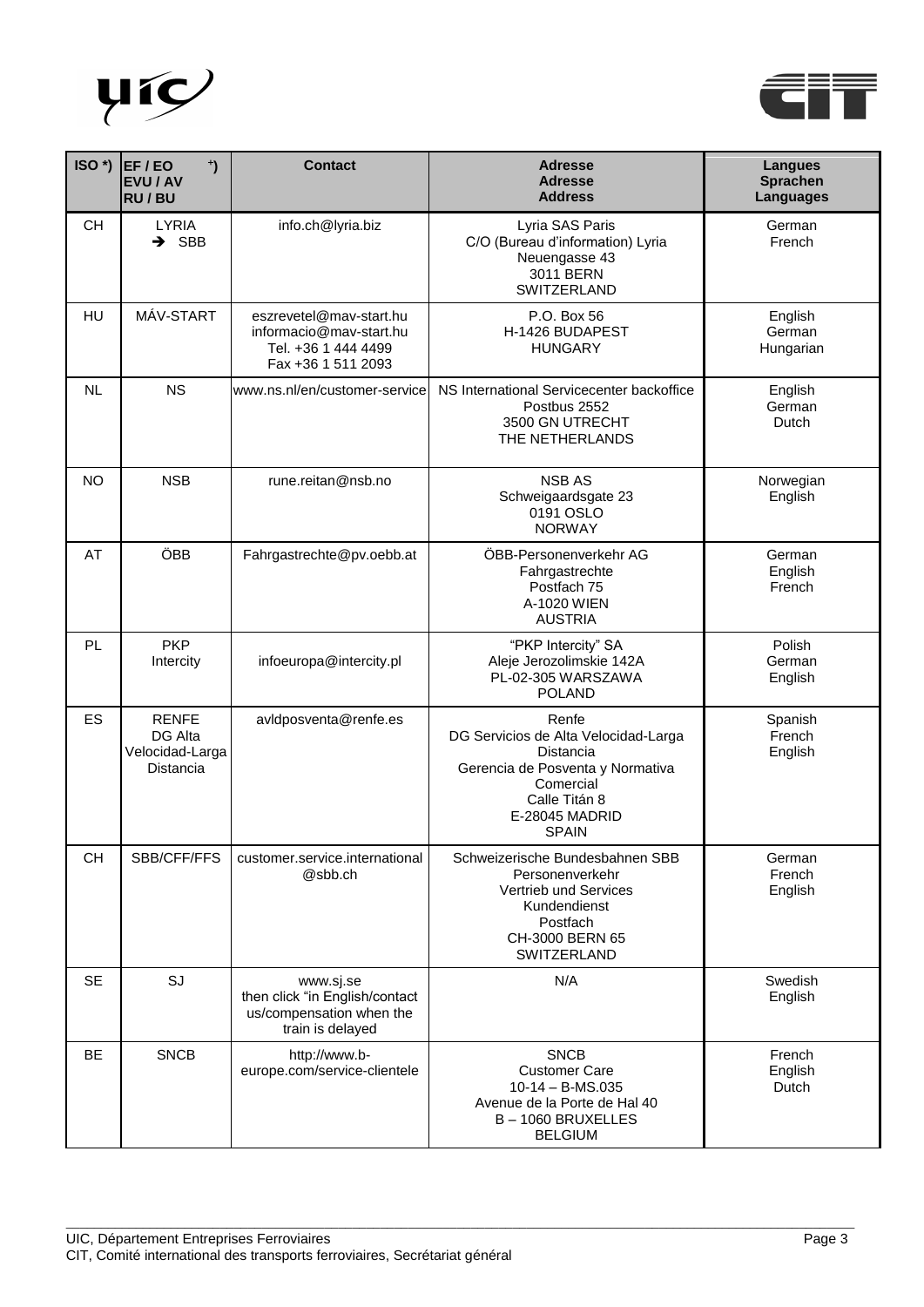| ISO *) | EF / EO *) EVU / AV RU / BU | Contact | Adresse Adresse Address | Langues Sprachen Languages |
|---|---|---|---|---|
| CH | LYRIA → SBB | info.ch@lyria.biz | Lyria SAS Paris C/O (Bureau d'information) Lyria Neuengasse 43 3011 BERN SWITZERLAND | German French |
| HU | MÁV-START | eszrevetel@mav-start.hu informacio@mav-start.hu Tel. +36 1 444 4499 Fax +36 1 511 2093 | P.O. Box 56 H-1426 BUDAPEST HUNGARY | English German Hungarian |
| NL | NS | www.ns.nl/en/customer-service | NS International Servicecenter backoffice Postbus 2552 3500 GN UTRECHT THE NETHERLANDS | English German Dutch |
| NO | NSB | rune.reitan@nsb.no | NSB AS Schweigaardsgate 23 0191 OSLO NORWAY | Norwegian English |
| AT | ÖBB | Fahrgastrechte@pv.oebb.at | ÖBB-Personenverkehr AG Fahrgastrechte Postfach 75 A-1020 WIEN AUSTRIA | German English French |
| PL | PKP Intercity | infoeuropa@intercity.pl | "PKP Intercity" SA Aleje Jerozolimskie 142A PL-02-305 WARSZAWA POLAND | Polish German English |
| ES | RENFE DG Alta Velocidad-Larga Distancia | avldposventa@renfe.es | Renfe DG Servicios de Alta Velocidad-Larga Distancia Gerencia de Posventa y Normativa Comercial Calle Titán 8 E-28045 MADRID SPAIN | Spanish French English |
| CH | SBB/CFF/FFS | customer.service.international @sbb.ch | Schweizerische Bundesbahnen SBB Personenverkehr Vertrieb und Services Kundendienst Postfach CH-3000 BERN 65 SWITZERLAND | German French English |
| SE | SJ | www.sj.se then click "in English/contact us/compensation when the train is delayed | N/A | Swedish English |
| BE | SNCB | http://www.b-europe.com/service-clientele | SNCB Customer Care 10-14 – B-MS.035 Avenue de la Porte de Hal 40 B – 1060 BRUXELLES BELGIUM | French English Dutch |

UIC, Département Entreprises Ferroviaires
CIT, Comité international des transports ferroviaires, Secrétariat général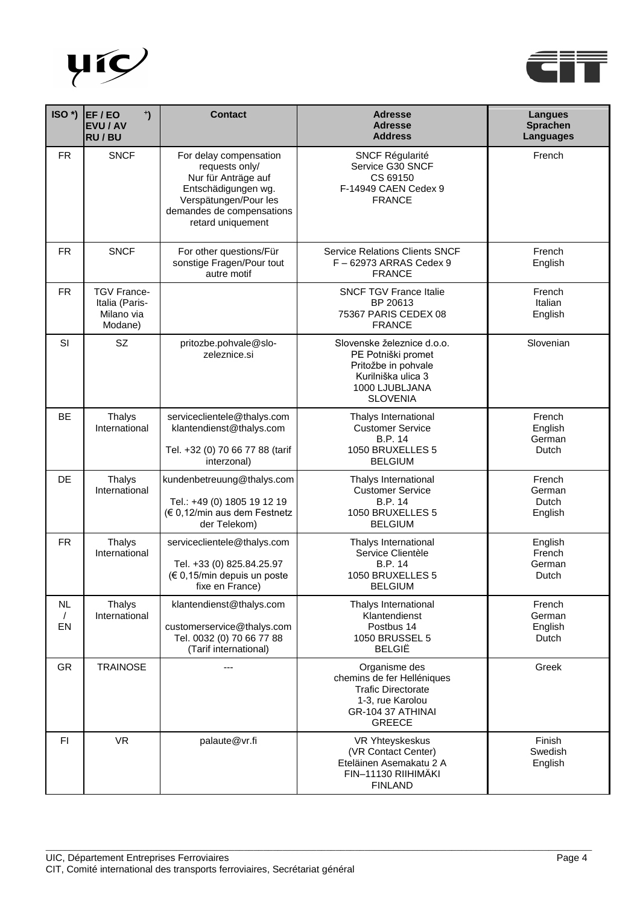| ISO *) | EF / EO *) EVU / AV RU / BU | Contact | Adresse Adresse Address | Langues Sprachen Languages |
|---|---|---|---|---|
| FR | SNCF | For delay compensation requests only/ Nur für Anträge auf Entschädigungen wg. Verspätungen/Pour les demandes de compensations retard uniquement | SNCF Régularité Service G30 SNCF CS 69150 F-14949 CAEN Cedex 9 FRANCE | French |
| FR | SNCF | For other questions/Für sonstige Fragen/Pour tout autre motif | Service Relations Clients SNCF F – 62973 ARRAS Cedex 9 FRANCE | French English |
| FR | TGV France-Italia (Paris-Milano via Modane) | | SNCF TGV France Italie BP 20613 75367 PARIS CEDEX 08 FRANCE | French Italian English |
| SI | SZ | pritozbe.pohvale@slo-zeleznice.si | Slovenske železnice d.o.o. PE Potniški promet Pritožbe in pohvale Kurilniška ulica 3 1000 LJUBLJANA SLOVENIA | Slovenian |
| BE | Thalys International | serviceclientele@thalys.com klantendienst@thalys.com<br><br>Tel. +32 (0) 70 66 77 88 (tarif interzonal) | Thalys International Customer Service B.P. 14 1050 BRUXELLES 5 BELGIUM | French English German Dutch |
| DE | Thalys International | kundenbetreuung@thalys.com<br><br>Tel.: +49 (0) 1805 19 12 19 (€ 0,12/min aus dem Festnetz der Telekom) | Thalys International Customer Service B.P. 14 1050 BRUXELLES 5 BELGIUM | French German Dutch English |
| FR | Thalys International | serviceclientele@thalys.com<br><br>Tel. +33 (0) 825.84.25.97 (€ 0,15/min depuis un poste fixe en France) | Thalys International Service Clientèle B.P. 14 1050 BRUXELLES 5 BELGIUM | English French German Dutch |
| NL / EN | Thalys International | klantendienst@thalys.com<br><br>customerservice@thalys.com Tel. 0032 (0) 70 66 77 88 (Tarif international) | Thalys International Klantendienst Postbus 14 1050 BRUSSEL 5 BELGIË | French German English Dutch |
| GR | TRAINOSE | --- | Organisme des chemins de fer Helléniques Trafic Directorate 1-3, rue Karolou GR-104 37 ATHINAI GREECE | Greek |
| FI | VR | palaute@vr.fi | VR Yhteyskeskus (VR Contact Center) Eteläinen Asemakatu 2 A FIN–11130 RIIHIMÄKI FINLAND | Finish Swedish English |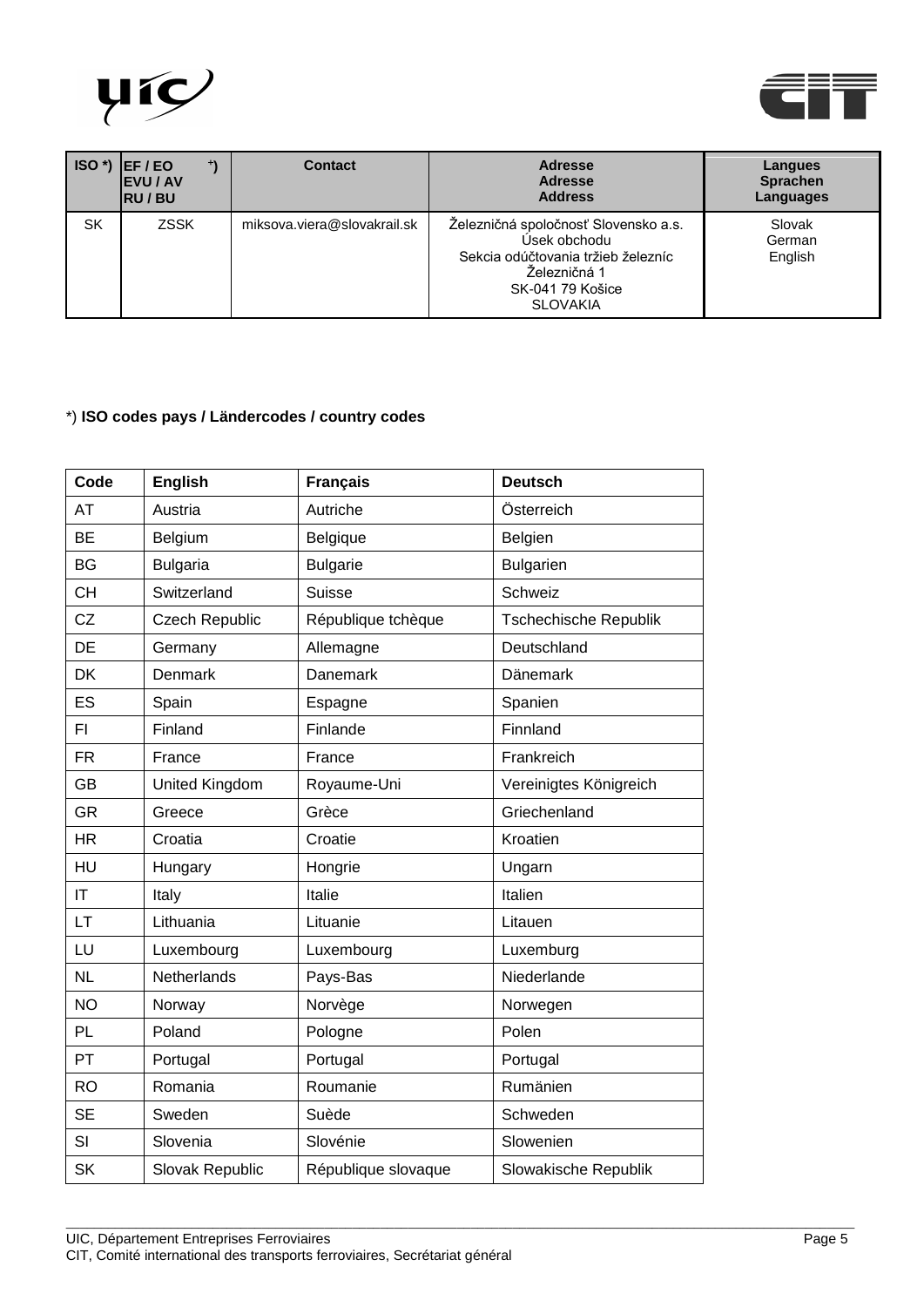| ISO *) | EF / EO *)<br>EVU / AV<br>RU / BU | Contact | Adresse<br>Adresse<br>Address | Langues<br>Sprachen<br>Languages |
|---|---|---|---|---|
| SK | ZSSK | miksova.viera@slovakrail.sk | Železničná spoločnosť Slovensko a.s.<br>Úsek obchodu<br>Sekcia odúčtovania tržieb železníc<br>Železničná 1<br>SK-041 79 Košice<br>SLOVAKIA | Slovak<br>German<br>English |

*) **ISO codes pays / Ländercodes / country codes**

| Code | English | Français | Deutsch |
|---|---|---|---|
| AT | Austria | Autriche | Österreich |
| BE | Belgium | Belgique | Belgien |
| BG | Bulgaria | Bulgarie | Bulgarien |
| CH | Switzerland | Suisse | Schweiz |
| CZ | Czech Republic | République tchèque | Tschechische Republik |
| DE | Germany | Allemagne | Deutschland |
| DK | Denmark | Danemark | Dänemark |
| ES | Spain | Espagne | Spanien |
| FI | Finland | Finlande | Finnland |
| FR | France | France | Frankreich |
| GB | United Kingdom | Royaume-Uni | Vereinigtes Königreich |
| GR | Greece | Grèce | Griechenland |
| HR | Croatia | Croatie | Kroatien |
| HU | Hungary | Hongrie | Ungarn |
| IT | Italy | Italie | Italien |
| LT | Lithuania | Lituanie | Litauen |
| LU | Luxembourg | Luxembourg | Luxemburg |
| NL | Netherlands | Pays-Bas | Niederlande |
| NO | Norway | Norvège | Norwegen |
| PL | Poland | Pologne | Polen |
| PT | Portugal | Portugal | Portugal |
| RO | Romania | Roumanie | Rumänien |
| SE | Sweden | Suède | Schweden |
| SI | Slovenia | Slovénie | Slowenien |
| SK | Slovak Republic | République slovaque | Slowakische Republik |

UIC, Département Entreprises Ferroviaires
CIT, Comité international des transports ferroviaires, Secrétariat général